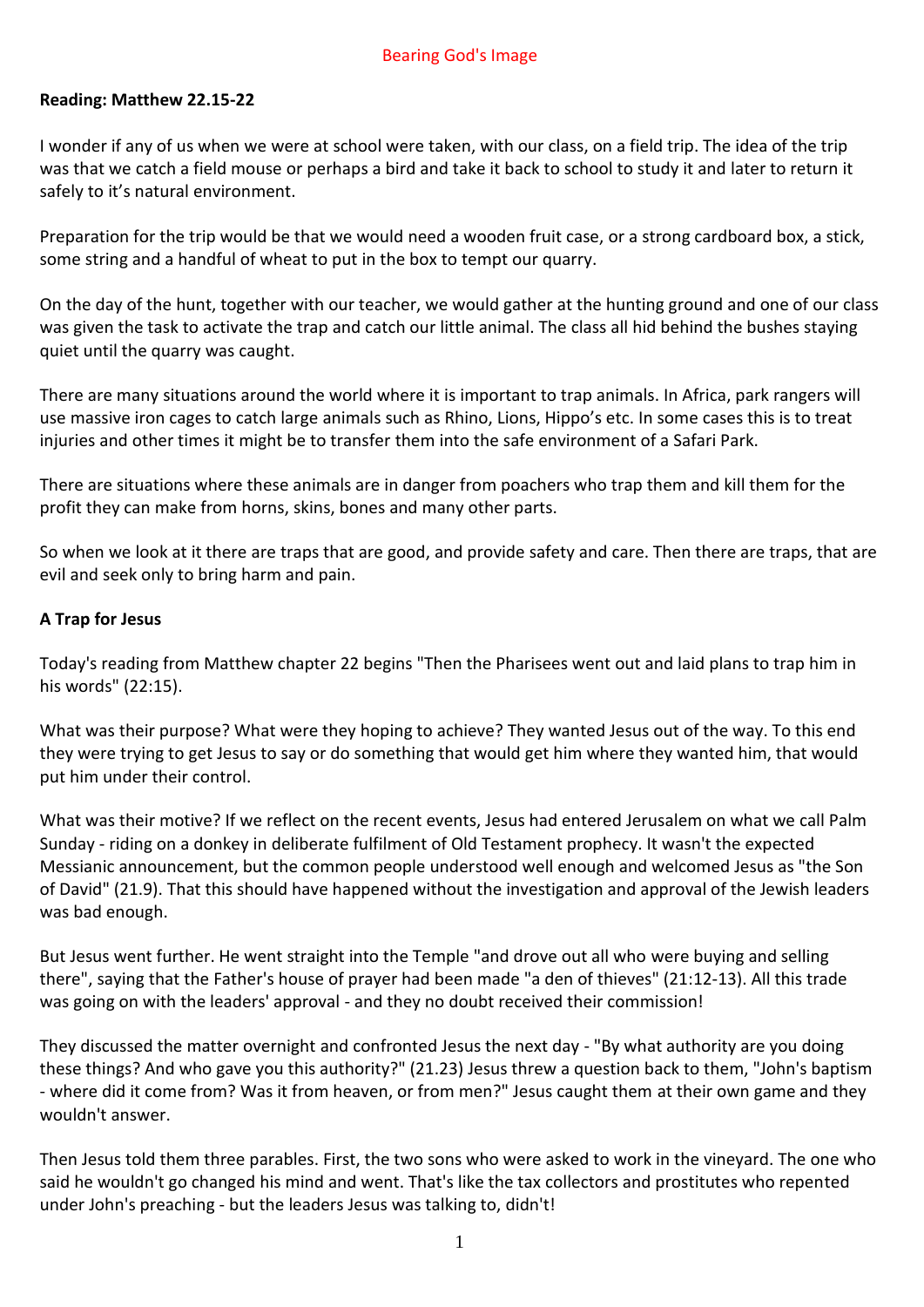# Bearing God's Image

**Reading: Matthew 22.15-22**

I wonder if any of us when we were at school were taken, with our class, on a field trip. The idea of the trip was that we catch a field mouse or perhaps a bird and take it back to school to study it and later to return it safely to it's natural environment.

Preparation for the trip would be that we would need a wooden fruit case, or a strong cardboard box, a stick, some string and a handful of wheat to put in the box to tempt our quarry.

On the day of the hunt, together with our teacher, we would gather at the hunting ground and one of our class was given the task to activate the trap and catch our little animal. The class all hid behind the bushes staying quiet until the quarry was caught.

There are many situations around the world where it is important to trap animals. In Africa, park rangers will use massive iron cages to catch large animals such as Rhino, Lions, Hippo's etc. In some cases this is to treat injuries and other times it might be to transfer them into the safe environment of a Safari Park.

There are situations where these animals are in danger from poachers who trap them and kill them for the profit they can make from horns, skins, bones and many other parts.

So when we look at it there are traps that are good, and provide safety and care. Then there are traps, that are evil and seek only to bring harm and pain.

**A Trap for Jesus**

Today's reading from Matthew chapter 22 begins "Then the Pharisees went out and laid plans to trap him in his words" (22:15).

What was their purpose? What were they hoping to achieve? They wanted Jesus out of the way. To this end they were trying to get Jesus to say or do something that would get him where they wanted him, that would put him under their control.

What was their motive? If we reflect on the recent events, Jesus had entered Jerusalem on what we call Palm Sunday - riding on a donkey in deliberate fulfilment of Old Testament prophecy. It wasn't the expected Messianic announcement, but the common people understood well enough and welcomed Jesus as "the Son of David" (21.9). That this should have happened without the investigation and approval of the Jewish leaders was bad enough.

But Jesus went further. He went straight into the Temple "and drove out all who were buying and selling there", saying that the Father's house of prayer had been made "a den of thieves" (21:12-13). All this trade was going on with the leaders' approval - and they no doubt received their commission!

They discussed the matter overnight and confronted Jesus the next day - "By what authority are you doing these things? And who gave you this authority?" (21.23) Jesus threw a question back to them, "John's baptism - where did it come from? Was it from heaven, or from men?" Jesus caught them at their own game and they wouldn't answer.

Then Jesus told them three parables. First, the two sons who were asked to work in the vineyard. The one who said he wouldn't go changed his mind and went. That's like the tax collectors and prostitutes who repented under John's preaching - but the leaders Jesus was talking to, didn't!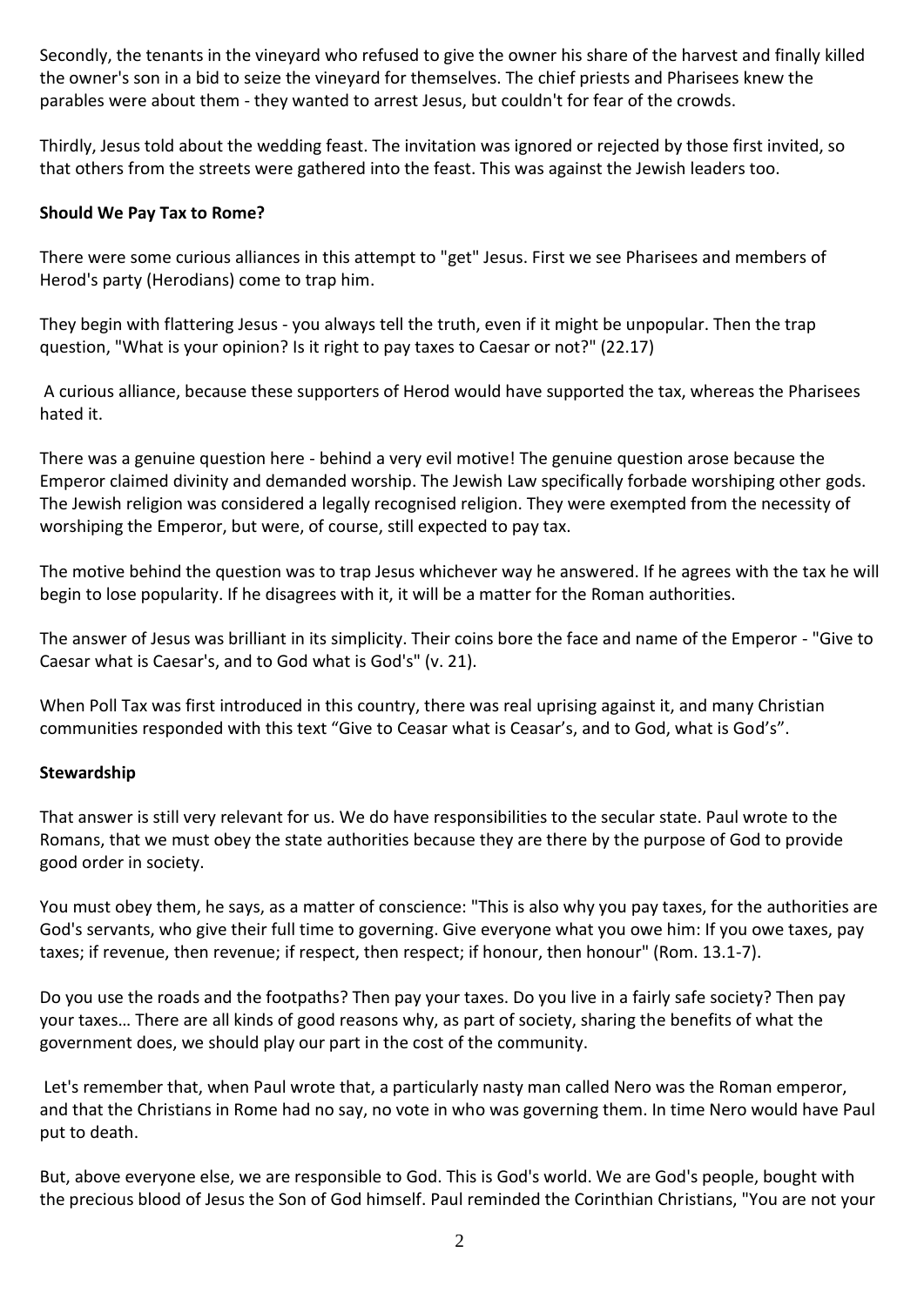Secondly, the tenants in the vineyard who refused to give the owner his share of the harvest and finally killed the owner's son in a bid to seize the vineyard for themselves. The chief priests and Pharisees knew the parables were about them - they wanted to arrest Jesus, but couldn't for fear of the crowds.

Thirdly, Jesus told about the wedding feast. The invitation was ignored or rejected by those first invited, so that others from the streets were gathered into the feast. This was against the Jewish leaders too.

**Should We Pay Tax to Rome?**

There were some curious alliances in this attempt to "get" Jesus. First we see Pharisees and members of Herod's party (Herodians) come to trap him.

They begin with flattering Jesus - you always tell the truth, even if it might be unpopular. Then the trap question, "What is your opinion? Is it right to pay taxes to Caesar or not?" (22.17)

A curious alliance, because these supporters of Herod would have supported the tax, whereas the Pharisees hated it.

There was a genuine question here - behind a very evil motive! The genuine question arose because the Emperor claimed divinity and demanded worship. The Jewish Law specifically forbade worshiping other gods. The Jewish religion was considered a legally recognised religion. They were exempted from the necessity of worshiping the Emperor, but were, of course, still expected to pay tax.

The motive behind the question was to trap Jesus whichever way he answered. If he agrees with the tax he will begin to lose popularity. If he disagrees with it, it will be a matter for the Roman authorities.

The answer of Jesus was brilliant in its simplicity. Their coins bore the face and name of the Emperor - "Give to Caesar what is Caesar's, and to God what is God's" (v. 21).

When Poll Tax was first introduced in this country, there was real uprising against it, and many Christian communities responded with this text "Give to Ceasar what is Ceasar's, and to God, what is God's".

**Stewardship**

That answer is still very relevant for us. We do have responsibilities to the secular state. Paul wrote to the Romans, that we must obey the state authorities because they are there by the purpose of God to provide good order in society.

You must obey them, he says, as a matter of conscience: "This is also why you pay taxes, for the authorities are God's servants, who give their full time to governing. Give everyone what you owe him: If you owe taxes, pay taxes; if revenue, then revenue; if respect, then respect; if honour, then honour" (Rom. 13.1-7).

Do you use the roads and the footpaths? Then pay your taxes. Do you live in a fairly safe society? Then pay your taxes… There are all kinds of good reasons why, as part of society, sharing the benefits of what the government does, we should play our part in the cost of the community.

Let's remember that, when Paul wrote that, a particularly nasty man called Nero was the Roman emperor, and that the Christians in Rome had no say, no vote in who was governing them. In time Nero would have Paul put to death.

But, above everyone else, we are responsible to God. This is God's world. We are God's people, bought with the precious blood of Jesus the Son of God himself. Paul reminded the Corinthian Christians, "You are not your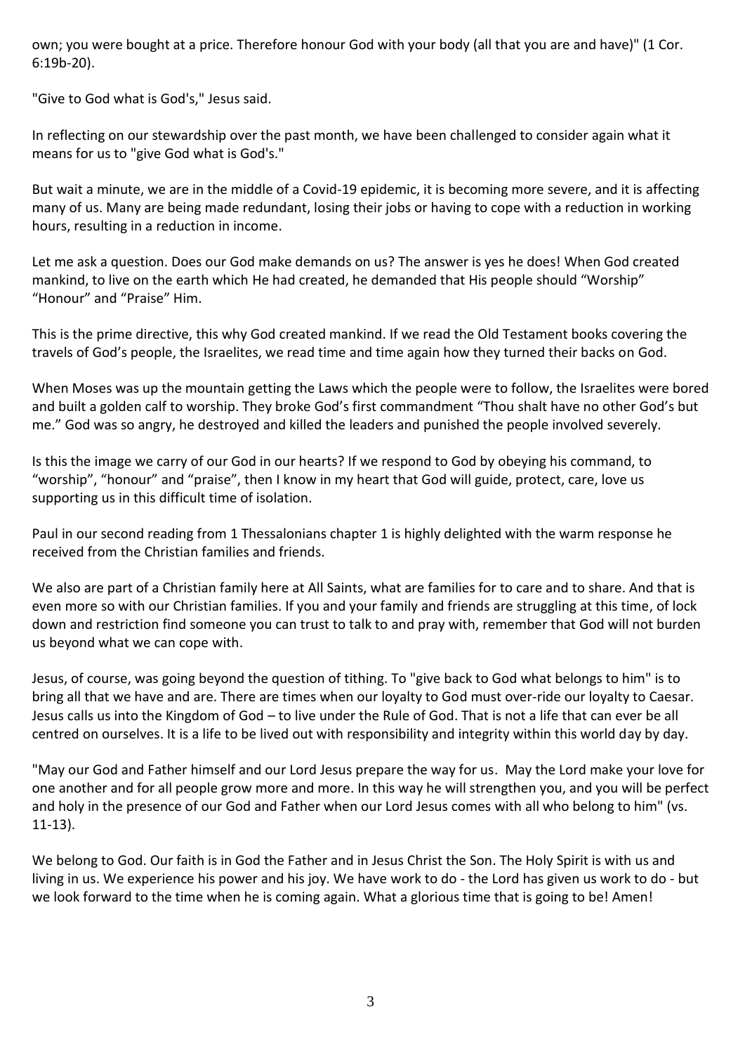own; you were bought at a price. Therefore honour God with your body (all that you are and have)" (1 Cor. 6:19b-20).

"Give to God what is God's," Jesus said.

In reflecting on our stewardship over the past month, we have been challenged to consider again what it means for us to "give God what is God's."

But wait a minute, we are in the middle of a Covid-19 epidemic, it is becoming more severe, and it is affecting many of us. Many are being made redundant, losing their jobs or having to cope with a reduction in working hours, resulting in a reduction in income.

Let me ask a question. Does our God make demands on us? The answer is yes he does! When God created mankind, to live on the earth which He had created, he demanded that His people should "Worship" "Honour" and "Praise" Him.

This is the prime directive, this why God created mankind. If we read the Old Testament books covering the travels of God's people, the Israelites, we read time and time again how they turned their backs on God.

When Moses was up the mountain getting the Laws which the people were to follow, the Israelites were bored and built a golden calf to worship. They broke God's first commandment "Thou shalt have no other God's but me." God was so angry, he destroyed and killed the leaders and punished the people involved severely.

Is this the image we carry of our God in our hearts? If we respond to God by obeying his command, to "worship", "honour" and "praise", then I know in my heart that God will guide, protect, care, love us supporting us in this difficult time of isolation.

Paul in our second reading from 1 Thessalonians chapter 1 is highly delighted with the warm response he received from the Christian families and friends.

We also are part of a Christian family here at All Saints, what are families for to care and to share. And that is even more so with our Christian families. If you and your family and friends are struggling at this time, of lock down and restriction find someone you can trust to talk to and pray with, remember that God will not burden us beyond what we can cope with.

Jesus, of course, was going beyond the question of tithing. To "give back to God what belongs to him" is to bring all that we have and are. There are times when our loyalty to God must over-ride our loyalty to Caesar. Jesus calls us into the Kingdom of God – to live under the Rule of God. That is not a life that can ever be all centred on ourselves. It is a life to be lived out with responsibility and integrity within this world day by day.

"May our God and Father himself and our Lord Jesus prepare the way for us. May the Lord make your love for one another and for all people grow more and more. In this way he will strengthen you, and you will be perfect and holy in the presence of our God and Father when our Lord Jesus comes with all who belong to him" (vs. 11-13).

We belong to God. Our faith is in God the Father and in Jesus Christ the Son. The Holy Spirit is with us and living in us. We experience his power and his joy. We have work to do - the Lord has given us work to do - but we look forward to the time when he is coming again. What a glorious time that is going to be! Amen!